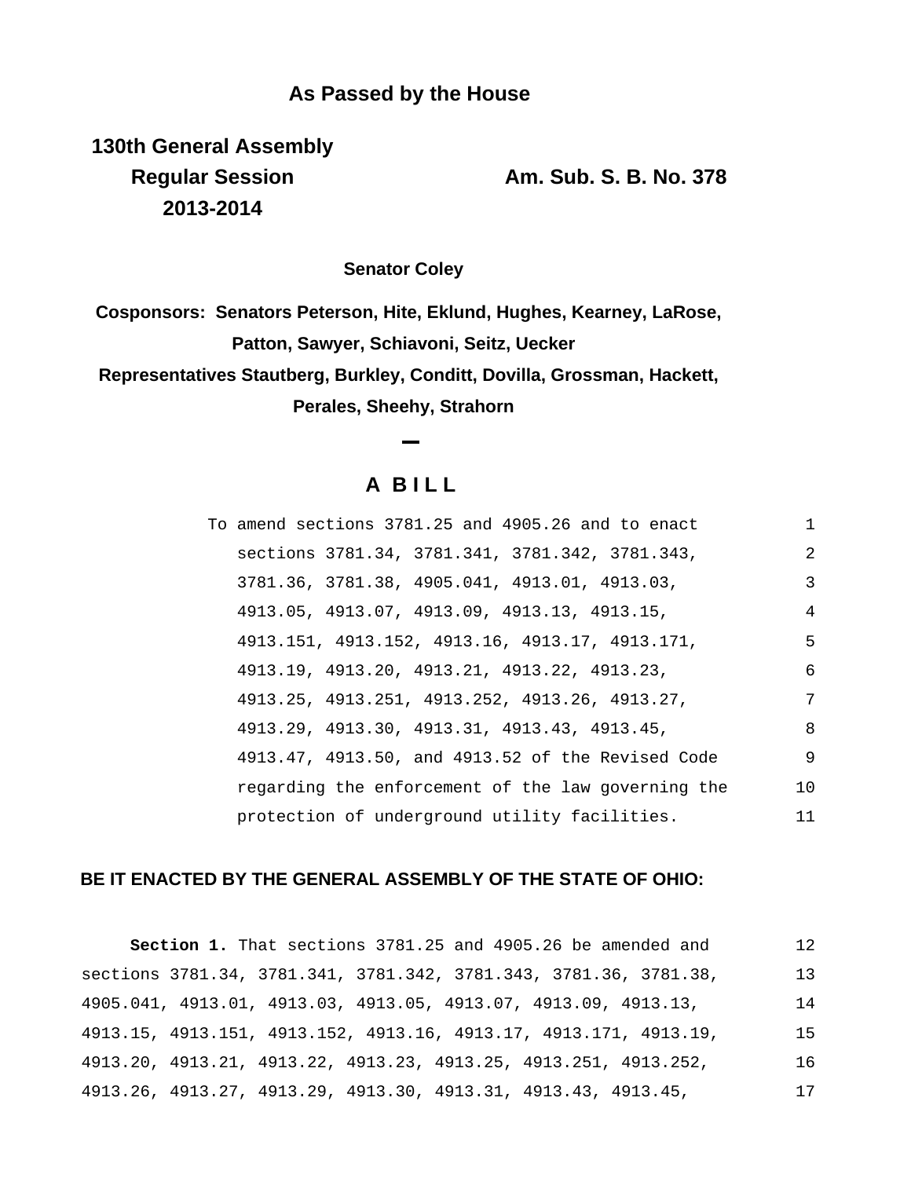**As Passed by the House**

**130th General Assembly**
**Regular Session**
**2013-2014**

**Am. Sub. S. B. No. 378**

**Senator Coley**

**Cosponsors: Senators Peterson, Hite, Eklund, Hughes, Kearney, LaRose, Patton, Sawyer, Schiavoni, Seitz, Uecker**
**Representatives Stautberg, Burkley, Conditt, Dovilla, Grossman, Hackett, Perales, Sheehy, Strahorn**

# A BILL

To amend sections 3781.25 and 4905.26 and to enact sections 3781.34, 3781.341, 3781.342, 3781.343, 3781.36, 3781.38, 4905.041, 4913.01, 4913.03, 4913.05, 4913.07, 4913.09, 4913.13, 4913.15, 4913.151, 4913.152, 4913.16, 4913.17, 4913.171, 4913.19, 4913.20, 4913.21, 4913.22, 4913.23, 4913.25, 4913.251, 4913.252, 4913.26, 4913.27, 4913.29, 4913.30, 4913.31, 4913.43, 4913.45, 4913.47, 4913.50, and 4913.52 of the Revised Code regarding the enforcement of the law governing the protection of underground utility facilities.

**BE IT ENACTED BY THE GENERAL ASSEMBLY OF THE STATE OF OHIO:**

**Section 1.** That sections 3781.25 and 4905.26 be amended and sections 3781.34, 3781.341, 3781.342, 3781.343, 3781.36, 3781.38, 4905.041, 4913.01, 4913.03, 4913.05, 4913.07, 4913.09, 4913.13, 4913.15, 4913.151, 4913.152, 4913.16, 4913.17, 4913.171, 4913.19, 4913.20, 4913.21, 4913.22, 4913.23, 4913.25, 4913.251, 4913.252, 4913.26, 4913.27, 4913.29, 4913.30, 4913.31, 4913.43, 4913.45,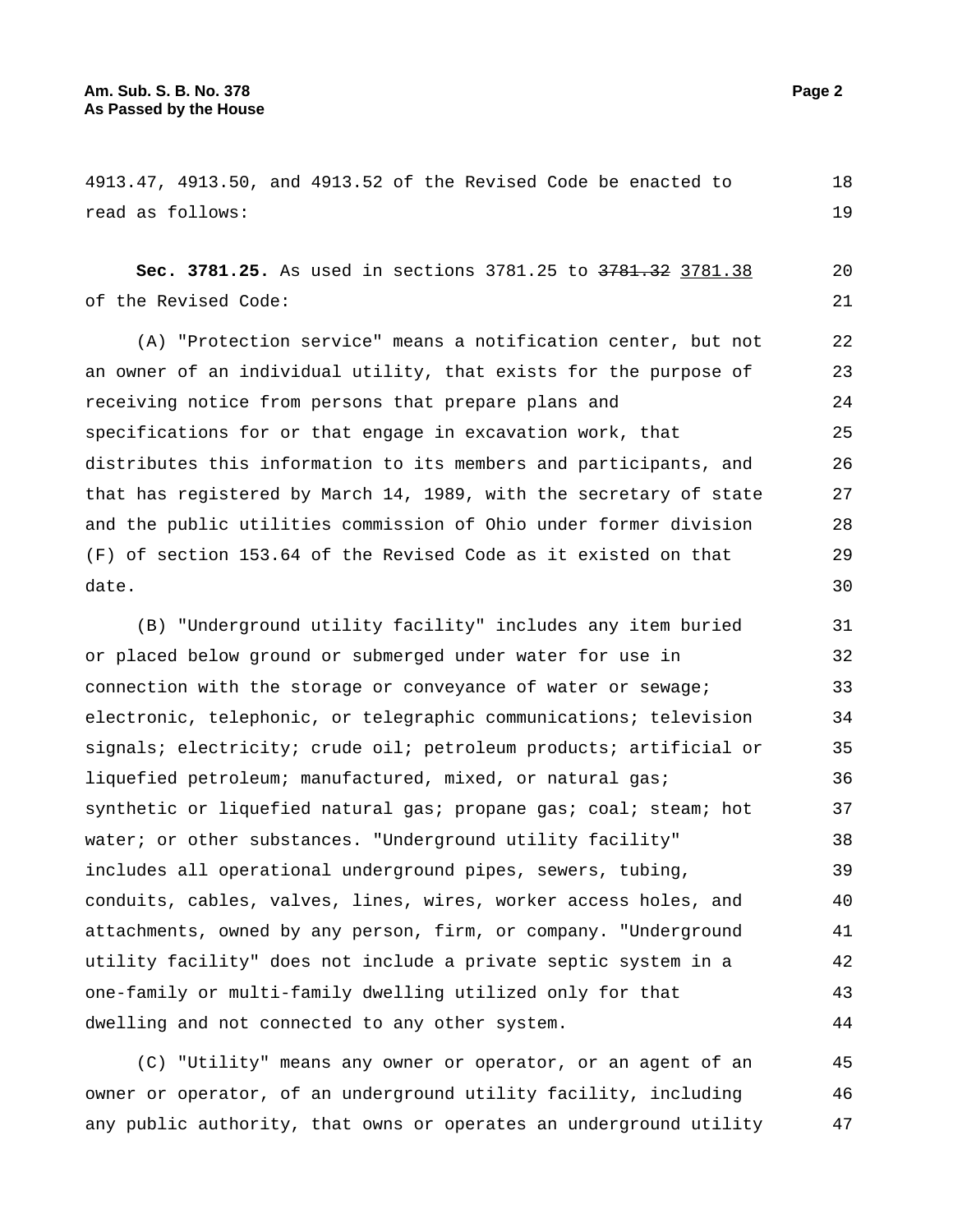4913.47, 4913.50, and 4913.52 of the Revised Code be enacted to read as follows:

**Sec. 3781.25.** As used in sections 3781.25 to ~~3781.32~~ <u>3781.38</u> of the Revised Code:

(A) "Protection service" means a notification center, but not an owner of an individual utility, that exists for the purpose of receiving notice from persons that prepare plans and specifications for or that engage in excavation work, that distributes this information to its members and participants, and that has registered by March 14, 1989, with the secretary of state and the public utilities commission of Ohio under former division (F) of section 153.64 of the Revised Code as it existed on that date.

(B) "Underground utility facility" includes any item buried or placed below ground or submerged under water for use in connection with the storage or conveyance of water or sewage; electronic, telephonic, or telegraphic communications; television signals; electricity; crude oil; petroleum products; artificial or liquefied petroleum; manufactured, mixed, or natural gas; synthetic or liquefied natural gas; propane gas; coal; steam; hot water; or other substances. "Underground utility facility" includes all operational underground pipes, sewers, tubing, conduits, cables, valves, lines, wires, worker access holes, and attachments, owned by any person, firm, or company. "Underground utility facility" does not include a private septic system in a one-family or multi-family dwelling utilized only for that dwelling and not connected to any other system.

(C) "Utility" means any owner or operator, or an agent of an owner or operator, of an underground utility facility, including any public authority, that owns or operates an underground utility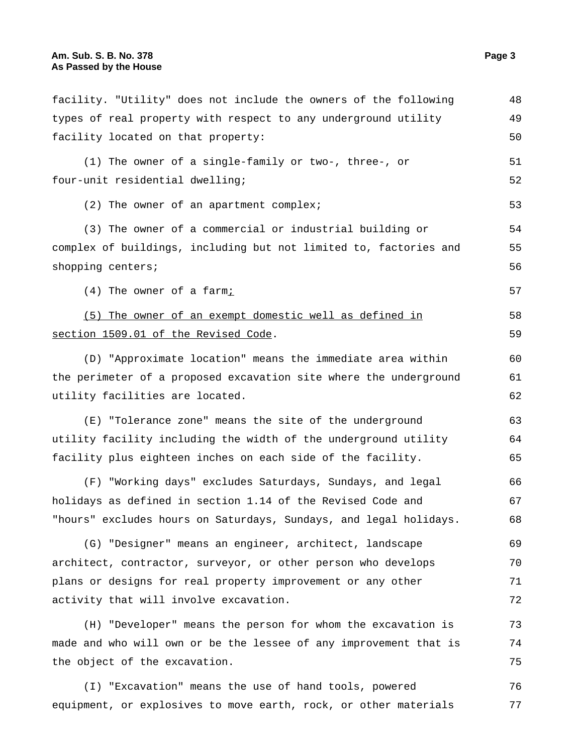facility. "Utility" does not include the owners of the following types of real property with respect to any underground utility facility located on that property:

(1) The owner of a single-family or two-, three-, or four-unit residential dwelling;

(2) The owner of an apartment complex;

(3) The owner of a commercial or industrial building or complex of buildings, including but not limited to, factories and shopping centers;

(4) The owner of a farm;

(5) The owner of an exempt domestic well as defined in section 1509.01 of the Revised Code.

(D) "Approximate location" means the immediate area within the perimeter of a proposed excavation site where the underground utility facilities are located.

(E) "Tolerance zone" means the site of the underground utility facility including the width of the underground utility facility plus eighteen inches on each side of the facility.

(F) "Working days" excludes Saturdays, Sundays, and legal holidays as defined in section 1.14 of the Revised Code and "hours" excludes hours on Saturdays, Sundays, and legal holidays.

(G) "Designer" means an engineer, architect, landscape architect, contractor, surveyor, or other person who develops plans or designs for real property improvement or any other activity that will involve excavation.

(H) "Developer" means the person for whom the excavation is made and who will own or be the lessee of any improvement that is the object of the excavation.

(I) "Excavation" means the use of hand tools, powered equipment, or explosives to move earth, rock, or other materials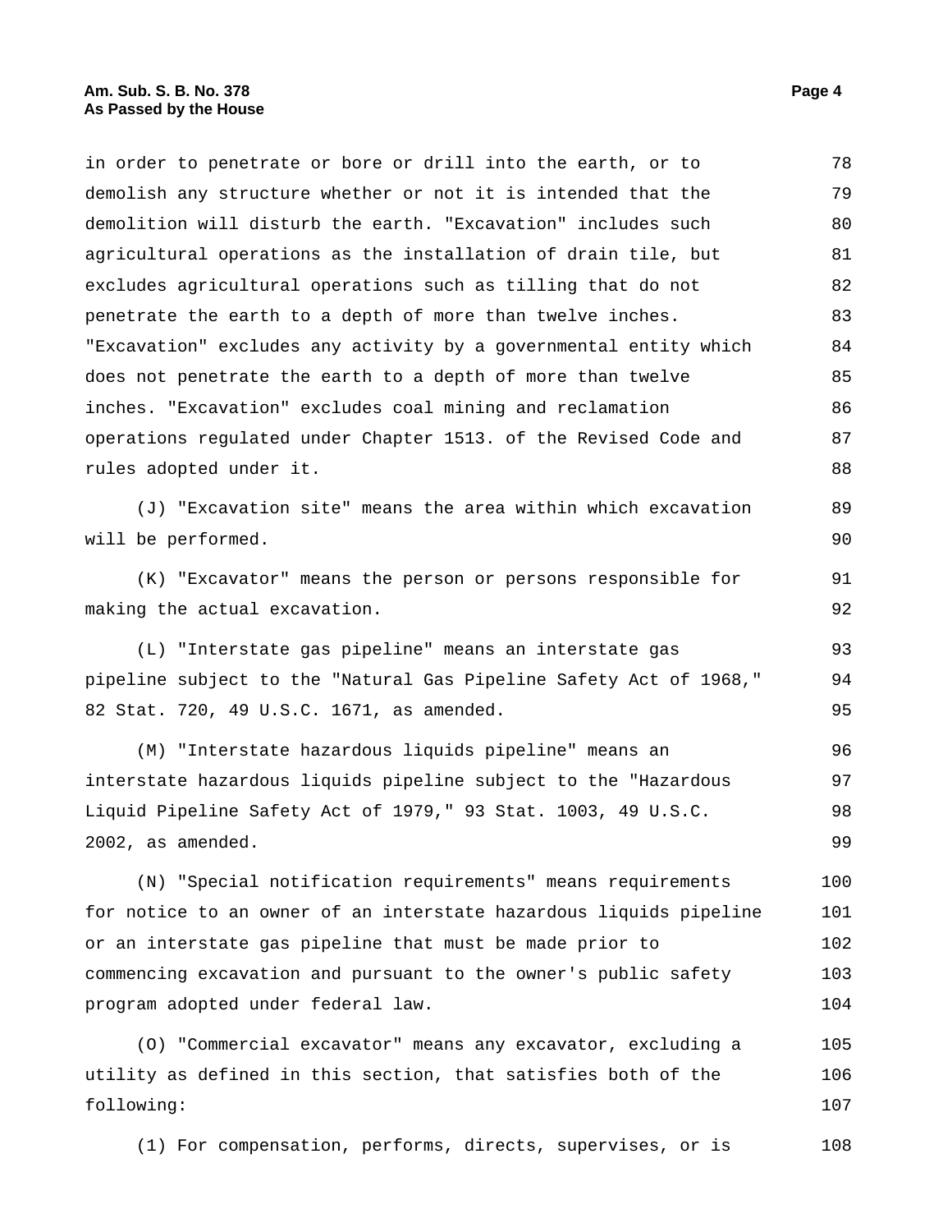in order to penetrate or bore or drill into the earth, or to demolish any structure whether or not it is intended that the demolition will disturb the earth. "Excavation" includes such agricultural operations as the installation of drain tile, but excludes agricultural operations such as tilling that do not penetrate the earth to a depth of more than twelve inches. "Excavation" excludes any activity by a governmental entity which does not penetrate the earth to a depth of more than twelve inches. "Excavation" excludes coal mining and reclamation operations regulated under Chapter 1513. of the Revised Code and rules adopted under it.

(J) "Excavation site" means the area within which excavation will be performed.

(K) "Excavator" means the person or persons responsible for making the actual excavation.

(L) "Interstate gas pipeline" means an interstate gas pipeline subject to the "Natural Gas Pipeline Safety Act of 1968," 82 Stat. 720, 49 U.S.C. 1671, as amended.

(M) "Interstate hazardous liquids pipeline" means an interstate hazardous liquids pipeline subject to the "Hazardous Liquid Pipeline Safety Act of 1979," 93 Stat. 1003, 49 U.S.C. 2002, as amended.

(N) "Special notification requirements" means requirements for notice to an owner of an interstate hazardous liquids pipeline or an interstate gas pipeline that must be made prior to commencing excavation and pursuant to the owner's public safety program adopted under federal law.

(O) "Commercial excavator" means any excavator, excluding a utility as defined in this section, that satisfies both of the following:

(1) For compensation, performs, directs, supervises, or is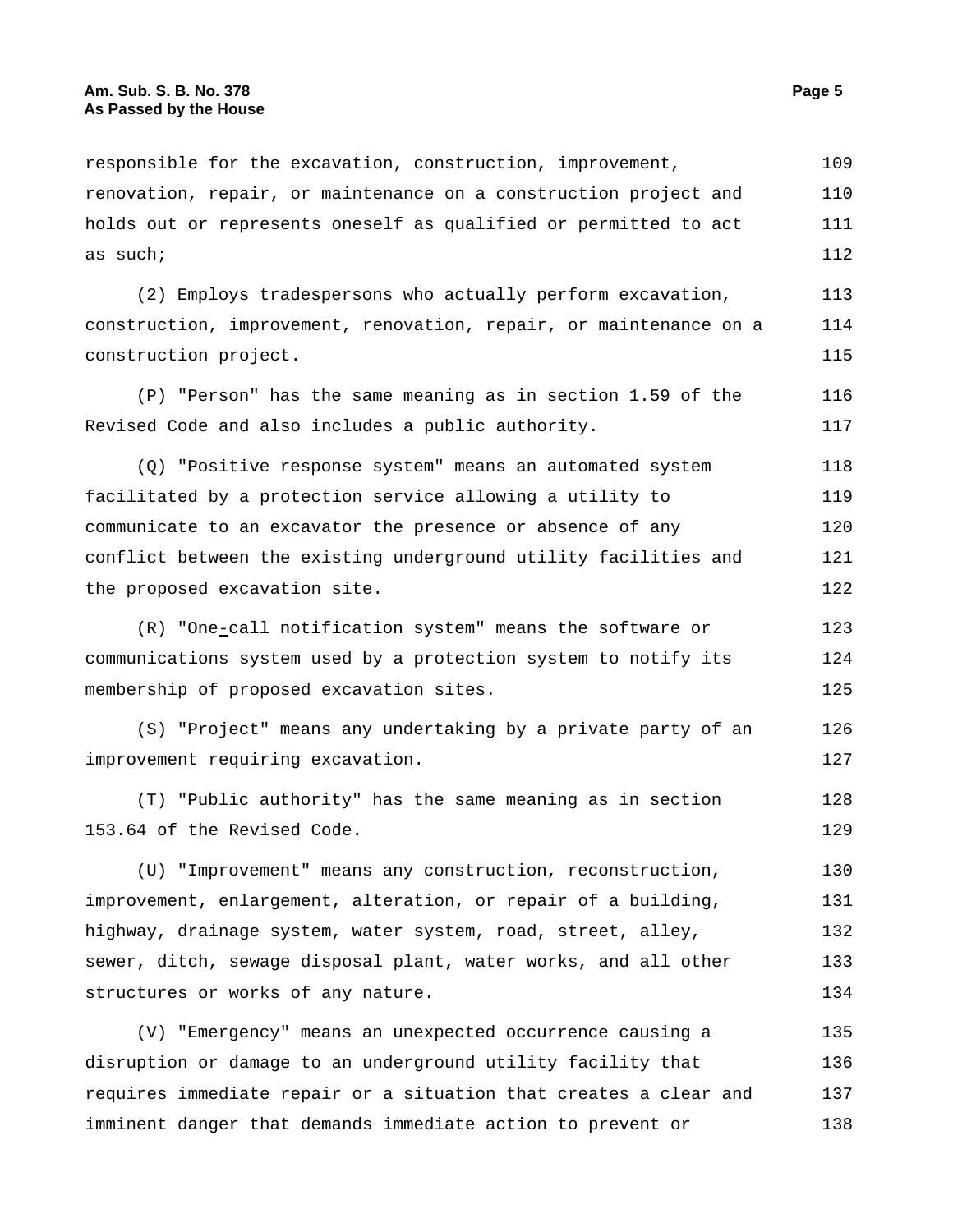responsible for the excavation, construction, improvement, renovation, repair, or maintenance on a construction project and holds out or represents oneself as qualified or permitted to act as such;

(2) Employs tradespersons who actually perform excavation, construction, improvement, renovation, repair, or maintenance on a construction project.

(P) "Person" has the same meaning as in section 1.59 of the Revised Code and also includes a public authority.

(Q) "Positive response system" means an automated system facilitated by a protection service allowing a utility to communicate to an excavator the presence or absence of any conflict between the existing underground utility facilities and the proposed excavation site.

(R) "One-call notification system" means the software or communications system used by a protection system to notify its membership of proposed excavation sites.

(S) "Project" means any undertaking by a private party of an improvement requiring excavation.

(T) "Public authority" has the same meaning as in section 153.64 of the Revised Code.

(U) "Improvement" means any construction, reconstruction, improvement, enlargement, alteration, or repair of a building, highway, drainage system, water system, road, street, alley, sewer, ditch, sewage disposal plant, water works, and all other structures or works of any nature.

(V) "Emergency" means an unexpected occurrence causing a disruption or damage to an underground utility facility that requires immediate repair or a situation that creates a clear and imminent danger that demands immediate action to prevent or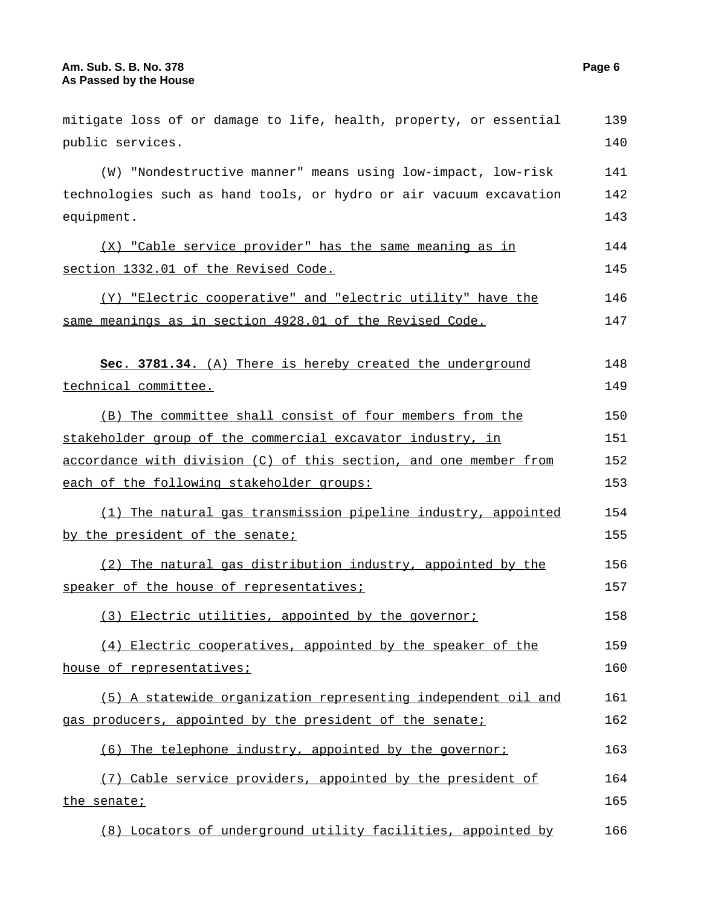mitigate loss of or damage to life, health, property, or essential public services.

(W) "Nondestructive manner" means using low-impact, low-risk technologies such as hand tools, or hydro or air vacuum excavation equipment.

(X) "Cable service provider" has the same meaning as in section 1332.01 of the Revised Code.

(Y) "Electric cooperative" and "electric utility" have the same meanings as in section 4928.01 of the Revised Code.

**Sec. 3781.34.** (A) There is hereby created the underground technical committee.

(B) The committee shall consist of four members from the stakeholder group of the commercial excavator industry, in accordance with division (C) of this section, and one member from each of the following stakeholder groups:

(1) The natural gas transmission pipeline industry, appointed by the president of the senate;

(2) The natural gas distribution industry, appointed by the speaker of the house of representatives;

(3) Electric utilities, appointed by the governor;

(4) Electric cooperatives, appointed by the speaker of the house of representatives;

(5) A statewide organization representing independent oil and gas producers, appointed by the president of the senate;

(6) The telephone industry, appointed by the governor;

(7) Cable service providers, appointed by the president of the senate;

(8) Locators of underground utility facilities, appointed by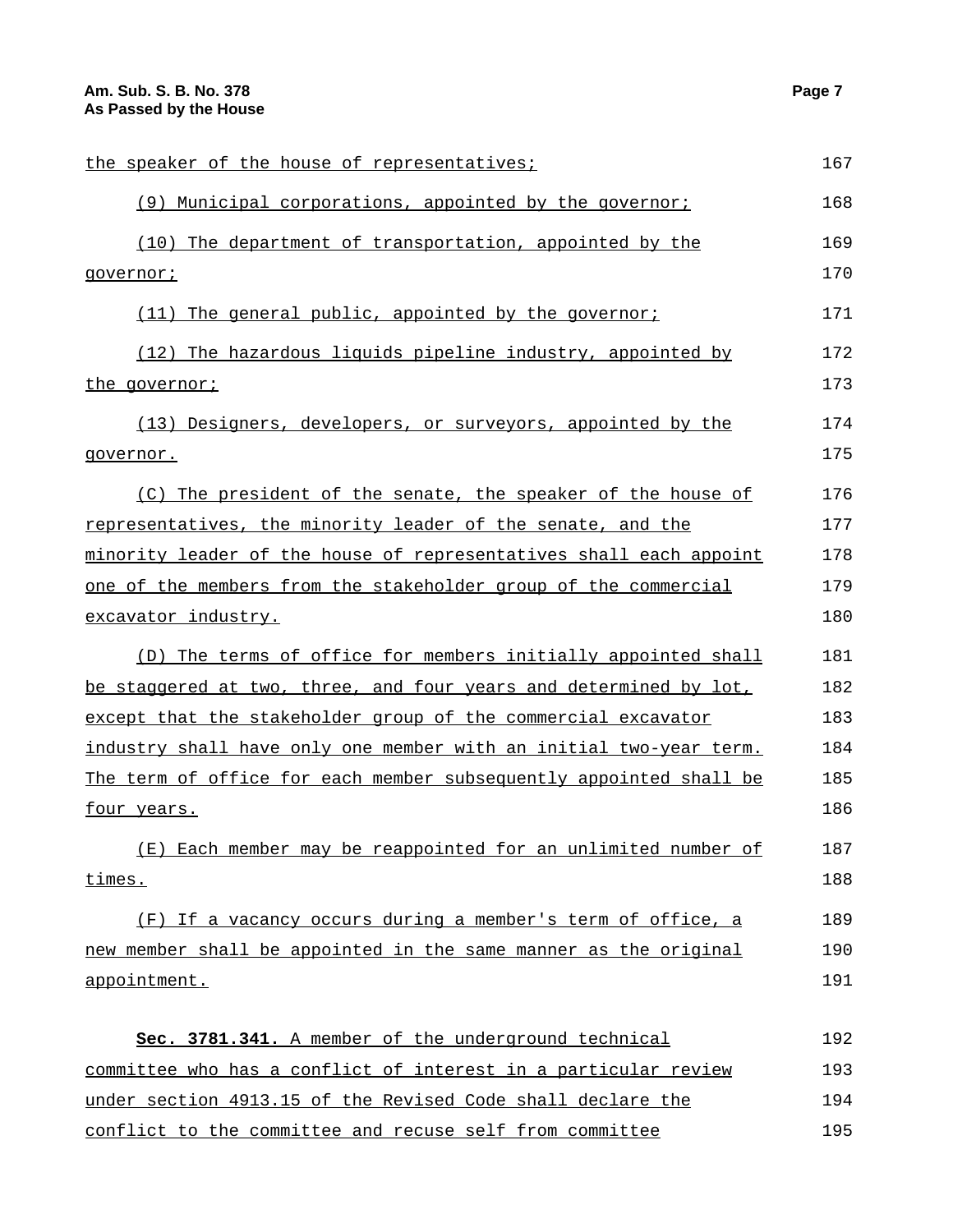the speaker of the house of representatives;

(9) Municipal corporations, appointed by the governor;

(10) The department of transportation, appointed by the governor;

(11) The general public, appointed by the governor;

(12) The hazardous liquids pipeline industry, appointed by the governor;

(13) Designers, developers, or surveyors, appointed by the governor.

(C) The president of the senate, the speaker of the house of representatives, the minority leader of the senate, and the minority leader of the house of representatives shall each appoint one of the members from the stakeholder group of the commercial excavator industry.

(D) The terms of office for members initially appointed shall be staggered at two, three, and four years and determined by lot, except that the stakeholder group of the commercial excavator industry shall have only one member with an initial two-year term. The term of office for each member subsequently appointed shall be four years.

(E) Each member may be reappointed for an unlimited number of times.

(F) If a vacancy occurs during a member's term of office, a new member shall be appointed in the same manner as the original appointment.

**Sec. 3781.341.** A member of the underground technical committee who has a conflict of interest in a particular review under section 4913.15 of the Revised Code shall declare the conflict to the committee and recuse self from committee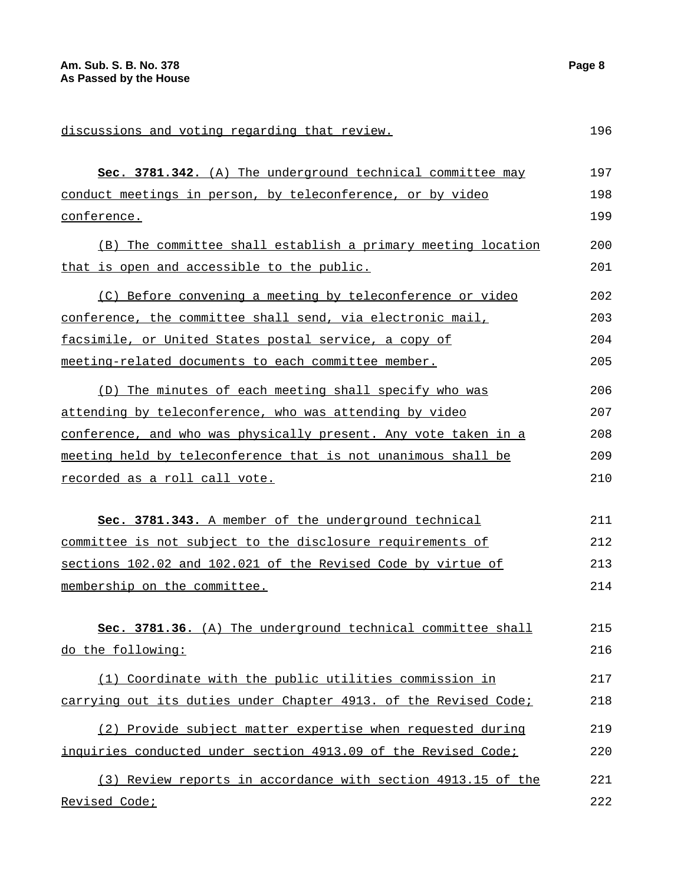discussions and voting regarding that review.

**Sec. 3781.342.** (A) The underground technical committee may conduct meetings in person, by teleconference, or by video conference.

(B) The committee shall establish a primary meeting location that is open and accessible to the public.

(C) Before convening a meeting by teleconference or video conference, the committee shall send, via electronic mail, facsimile, or United States postal service, a copy of meeting-related documents to each committee member.

(D) The minutes of each meeting shall specify who was attending by teleconference, who was attending by video conference, and who was physically present. Any vote taken in a meeting held by teleconference that is not unanimous shall be recorded as a roll call vote.

**Sec. 3781.343.** A member of the underground technical committee is not subject to the disclosure requirements of sections 102.02 and 102.021 of the Revised Code by virtue of membership on the committee.

**Sec. 3781.36.** (A) The underground technical committee shall do the following:

(1) Coordinate with the public utilities commission in carrying out its duties under Chapter 4913. of the Revised Code;

(2) Provide subject matter expertise when requested during inquiries conducted under section 4913.09 of the Revised Code;

(3) Review reports in accordance with section 4913.15 of the Revised Code;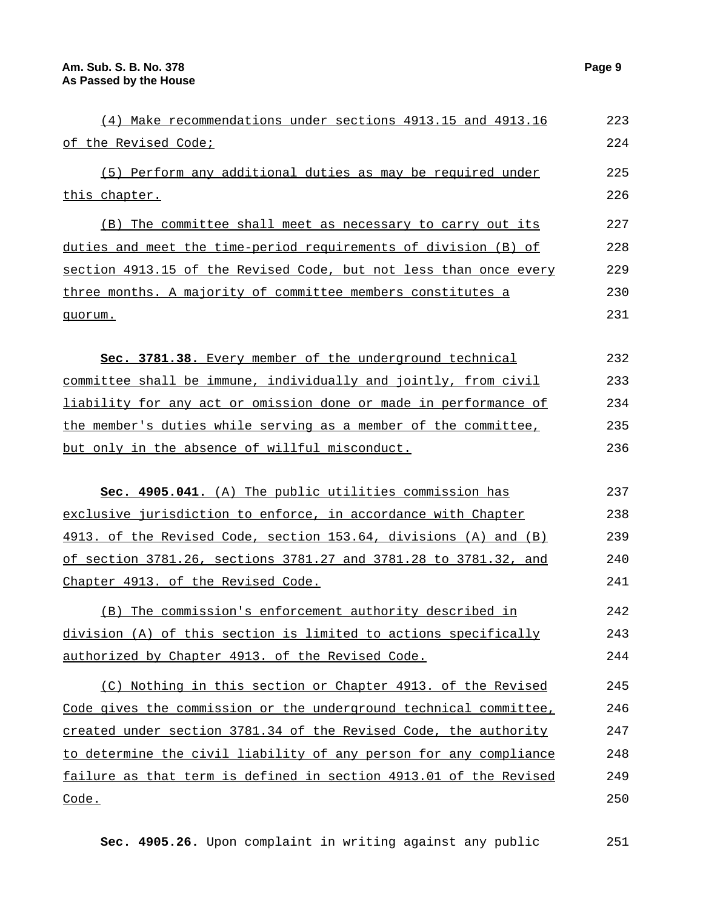(4) Make recommendations under sections 4913.15 and 4913.16 of the Revised Code;

(5) Perform any additional duties as may be required under this chapter.

(B) The committee shall meet as necessary to carry out its duties and meet the time-period requirements of division (B) of section 4913.15 of the Revised Code, but not less than once every three months. A majority of committee members constitutes a quorum.

**Sec. 3781.38.** Every member of the underground technical committee shall be immune, individually and jointly, from civil liability for any act or omission done or made in performance of the member's duties while serving as a member of the committee, but only in the absence of willful misconduct.

**Sec. 4905.041.** (A) The public utilities commission has exclusive jurisdiction to enforce, in accordance with Chapter 4913. of the Revised Code, section 153.64, divisions (A) and (B) of section 3781.26, sections 3781.27 and 3781.28 to 3781.32, and Chapter 4913. of the Revised Code.

(B) The commission's enforcement authority described in division (A) of this section is limited to actions specifically authorized by Chapter 4913. of the Revised Code.

(C) Nothing in this section or Chapter 4913. of the Revised Code gives the commission or the underground technical committee, created under section 3781.34 of the Revised Code, the authority to determine the civil liability of any person for any compliance failure as that term is defined in section 4913.01 of the Revised Code.

**Sec. 4905.26.** Upon complaint in writing against any public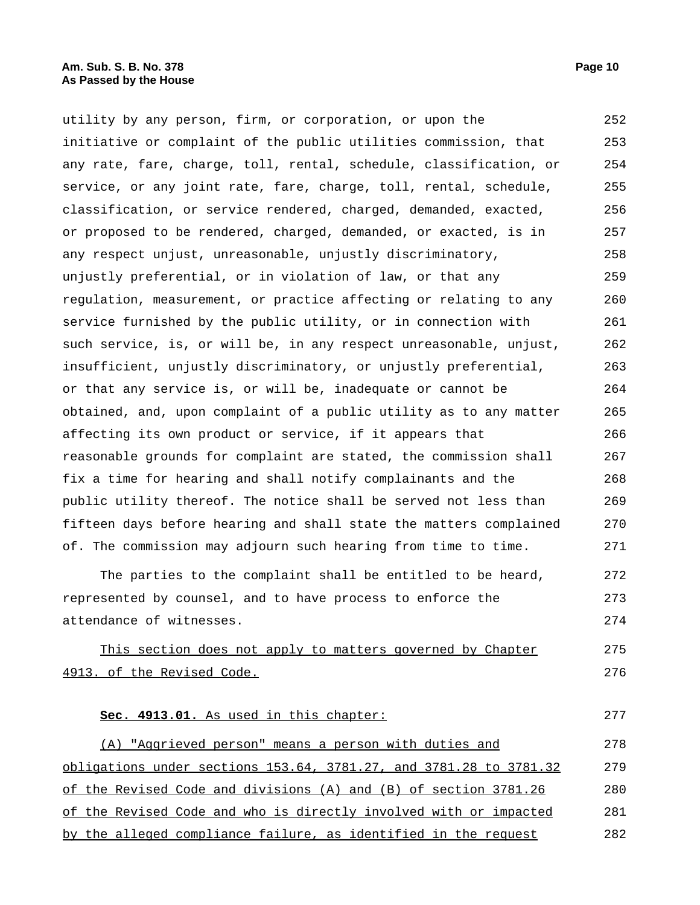utility by any person, firm, or corporation, or upon the initiative or complaint of the public utilities commission, that any rate, fare, charge, toll, rental, schedule, classification, or service, or any joint rate, fare, charge, toll, rental, schedule, classification, or service rendered, charged, demanded, exacted, or proposed to be rendered, charged, demanded, or exacted, is in any respect unjust, unreasonable, unjustly discriminatory, unjustly preferential, or in violation of law, or that any regulation, measurement, or practice affecting or relating to any service furnished by the public utility, or in connection with such service, is, or will be, in any respect unreasonable, unjust, insufficient, unjustly discriminatory, or unjustly preferential, or that any service is, or will be, inadequate or cannot be obtained, and, upon complaint of a public utility as to any matter affecting its own product or service, if it appears that reasonable grounds for complaint are stated, the commission shall fix a time for hearing and shall notify complainants and the public utility thereof. The notice shall be served not less than fifteen days before hearing and shall state the matters complained of. The commission may adjourn such hearing from time to time.

The parties to the complaint shall be entitled to be heard, represented by counsel, and to have process to enforce the attendance of witnesses.

This section does not apply to matters governed by Chapter 4913. of the Revised Code.

**Sec. 4913.01.** As used in this chapter:

(A) "Aggrieved person" means a person with duties and obligations under sections 153.64, 3781.27, and 3781.28 to 3781.32 of the Revised Code and divisions (A) and (B) of section 3781.26 of the Revised Code and who is directly involved with or impacted by the alleged compliance failure, as identified in the request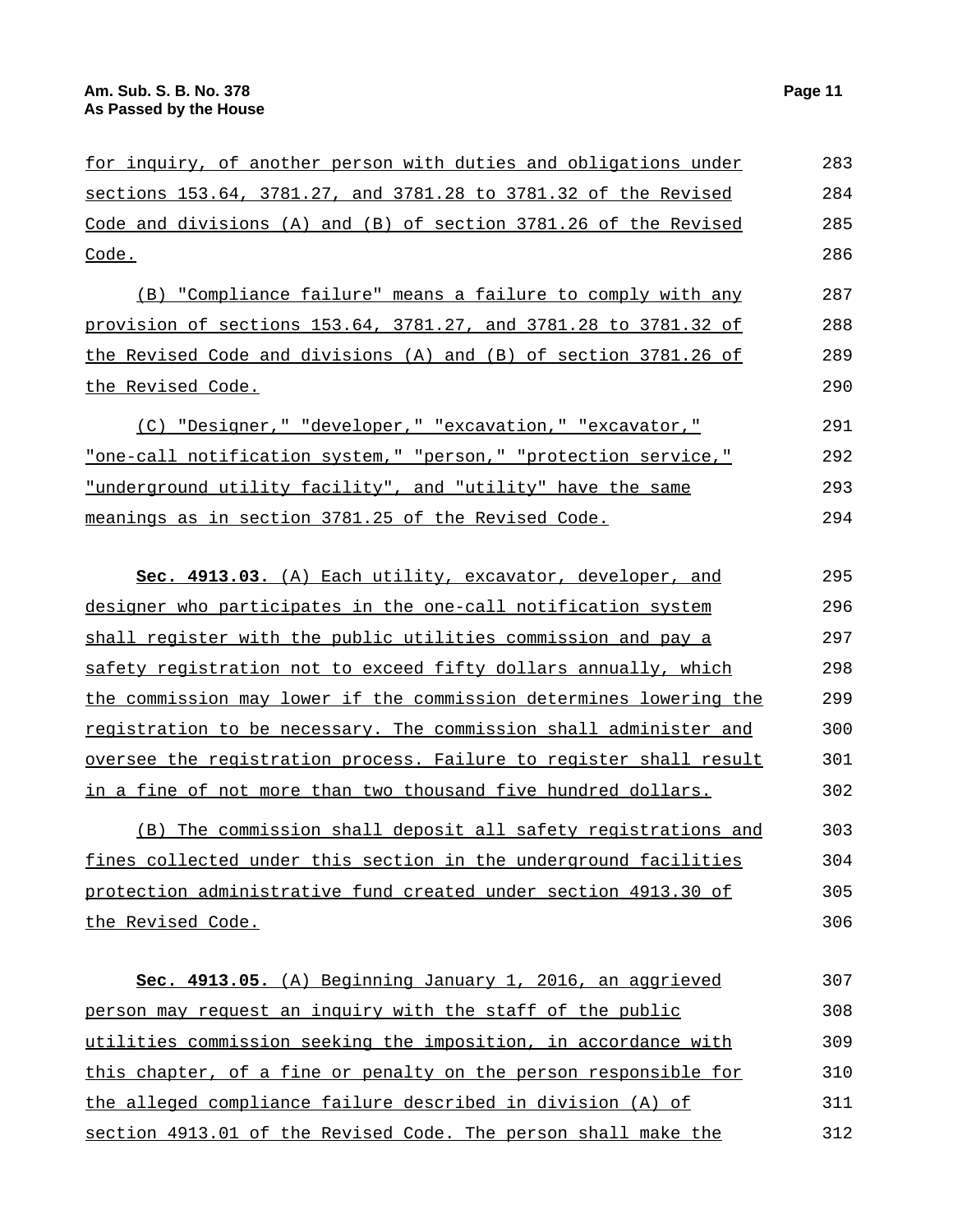for inquiry, of another person with duties and obligations under sections 153.64, 3781.27, and 3781.28 to 3781.32 of the Revised Code and divisions (A) and (B) of section 3781.26 of the Revised Code.

(B) "Compliance failure" means a failure to comply with any provision of sections 153.64, 3781.27, and 3781.28 to 3781.32 of the Revised Code and divisions (A) and (B) of section 3781.26 of the Revised Code.

(C) "Designer," "developer," "excavation," "excavator," "one-call notification system," "person," "protection service," "underground utility facility", and "utility" have the same meanings as in section 3781.25 of the Revised Code.

**Sec. 4913.03.** (A) Each utility, excavator, developer, and designer who participates in the one-call notification system shall register with the public utilities commission and pay a safety registration not to exceed fifty dollars annually, which the commission may lower if the commission determines lowering the registration to be necessary. The commission shall administer and oversee the registration process. Failure to register shall result in a fine of not more than two thousand five hundred dollars.

(B) The commission shall deposit all safety registrations and fines collected under this section in the underground facilities protection administrative fund created under section 4913.30 of the Revised Code.

**Sec. 4913.05.** (A) Beginning January 1, 2016, an aggrieved person may request an inquiry with the staff of the public utilities commission seeking the imposition, in accordance with this chapter, of a fine or penalty on the person responsible for the alleged compliance failure described in division (A) of section 4913.01 of the Revised Code. The person shall make the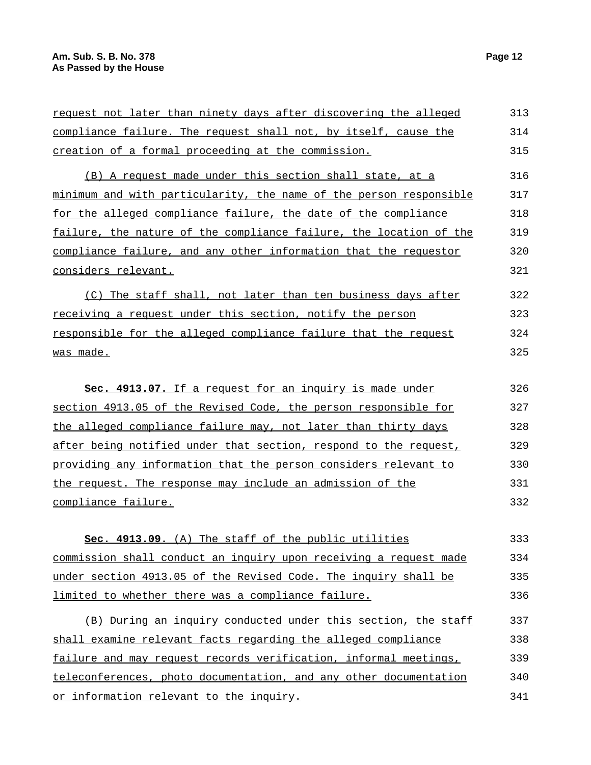request not later than ninety days after discovering the alleged compliance failure. The request shall not, by itself, cause the creation of a formal proceeding at the commission.

(B) A request made under this section shall state, at a minimum and with particularity, the name of the person responsible for the alleged compliance failure, the date of the compliance failure, the nature of the compliance failure, the location of the compliance failure, and any other information that the requestor considers relevant.

(C) The staff shall, not later than ten business days after receiving a request under this section, notify the person responsible for the alleged compliance failure that the request was made.

**Sec. 4913.07.** If a request for an inquiry is made under section 4913.05 of the Revised Code, the person responsible for the alleged compliance failure may, not later than thirty days after being notified under that section, respond to the request, providing any information that the person considers relevant to the request. The response may include an admission of the compliance failure.

**Sec. 4913.09.** (A) The staff of the public utilities commission shall conduct an inquiry upon receiving a request made under section 4913.05 of the Revised Code. The inquiry shall be limited to whether there was a compliance failure.

(B) During an inquiry conducted under this section, the staff shall examine relevant facts regarding the alleged compliance failure and may request records verification, informal meetings, teleconferences, photo documentation, and any other documentation or information relevant to the inquiry.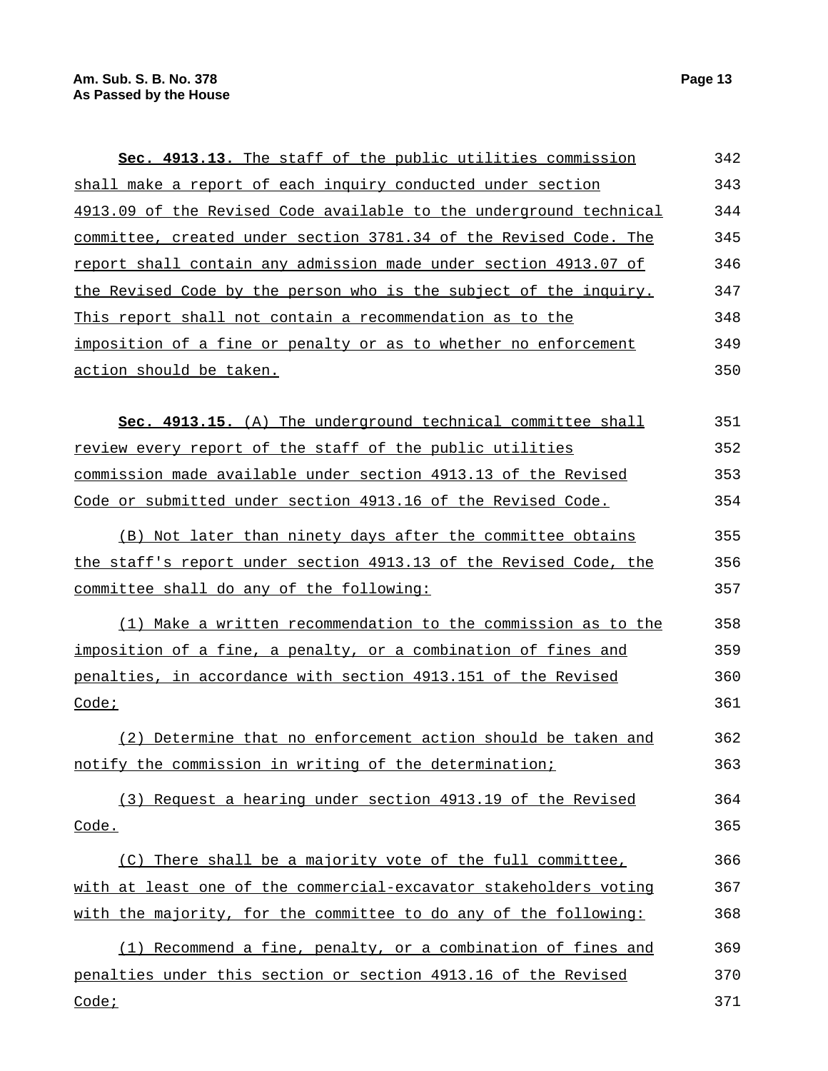**Sec. 4913.13.** The staff of the public utilities commission shall make a report of each inquiry conducted under section 4913.09 of the Revised Code available to the underground technical committee, created under section 3781.34 of the Revised Code. The report shall contain any admission made under section 4913.07 of the Revised Code by the person who is the subject of the inquiry. This report shall not contain a recommendation as to the imposition of a fine or penalty or as to whether no enforcement action should be taken.

**Sec. 4913.15.** (A) The underground technical committee shall review every report of the staff of the public utilities commission made available under section 4913.13 of the Revised Code or submitted under section 4913.16 of the Revised Code.

(B) Not later than ninety days after the committee obtains the staff's report under section 4913.13 of the Revised Code, the committee shall do any of the following:

(1) Make a written recommendation to the commission as to the imposition of a fine, a penalty, or a combination of fines and penalties, in accordance with section 4913.151 of the Revised Code;

(2) Determine that no enforcement action should be taken and notify the commission in writing of the determination;

(3) Request a hearing under section 4913.19 of the Revised Code.

(C) There shall be a majority vote of the full committee, with at least one of the commercial-excavator stakeholders voting with the majority, for the committee to do any of the following:

(1) Recommend a fine, penalty, or a combination of fines and penalties under this section or section 4913.16 of the Revised Code;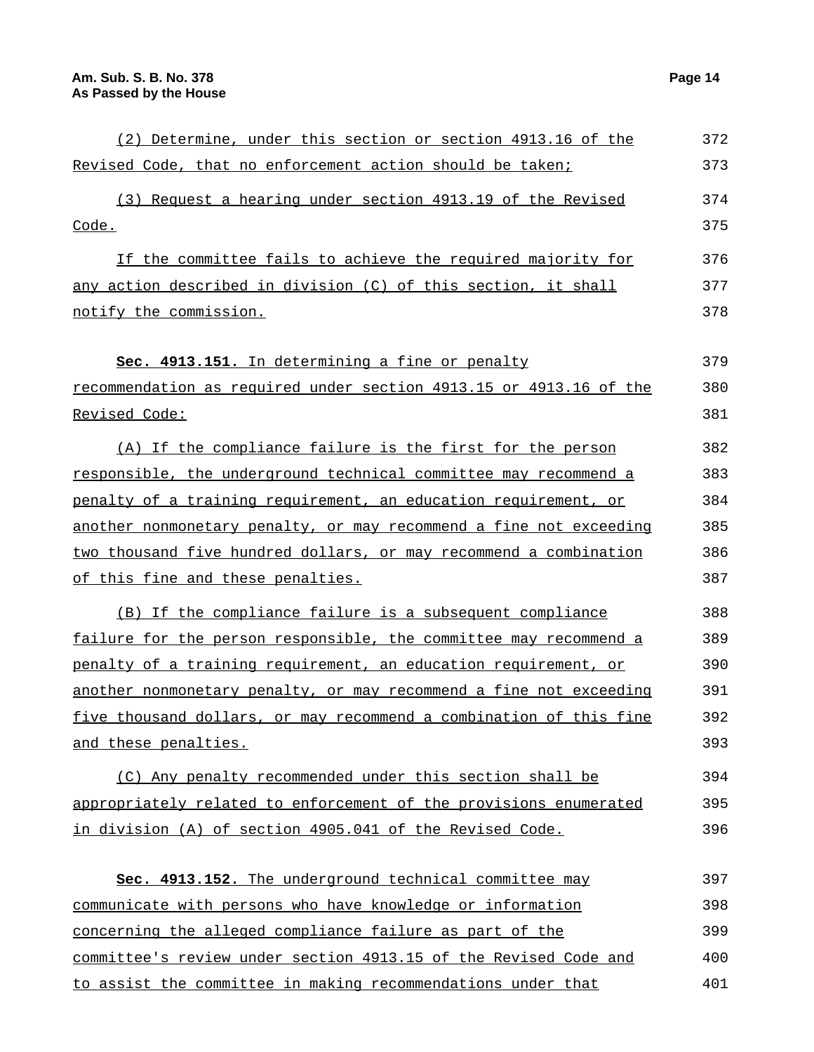(2) Determine, under this section or section 4913.16 of the Revised Code, that no enforcement action should be taken;

(3) Request a hearing under section 4913.19 of the Revised Code.

If the committee fails to achieve the required majority for any action described in division (C) of this section, it shall notify the commission.

**Sec. 4913.151.** In determining a fine or penalty recommendation as required under section 4913.15 or 4913.16 of the Revised Code:

(A) If the compliance failure is the first for the person responsible, the underground technical committee may recommend a penalty of a training requirement, an education requirement, or another nonmonetary penalty, or may recommend a fine not exceeding two thousand five hundred dollars, or may recommend a combination of this fine and these penalties.

(B) If the compliance failure is a subsequent compliance failure for the person responsible, the committee may recommend a penalty of a training requirement, an education requirement, or another nonmonetary penalty, or may recommend a fine not exceeding five thousand dollars, or may recommend a combination of this fine and these penalties.

(C) Any penalty recommended under this section shall be appropriately related to enforcement of the provisions enumerated in division (A) of section 4905.041 of the Revised Code.

**Sec. 4913.152.** The underground technical committee may communicate with persons who have knowledge or information concerning the alleged compliance failure as part of the committee's review under section 4913.15 of the Revised Code and to assist the committee in making recommendations under that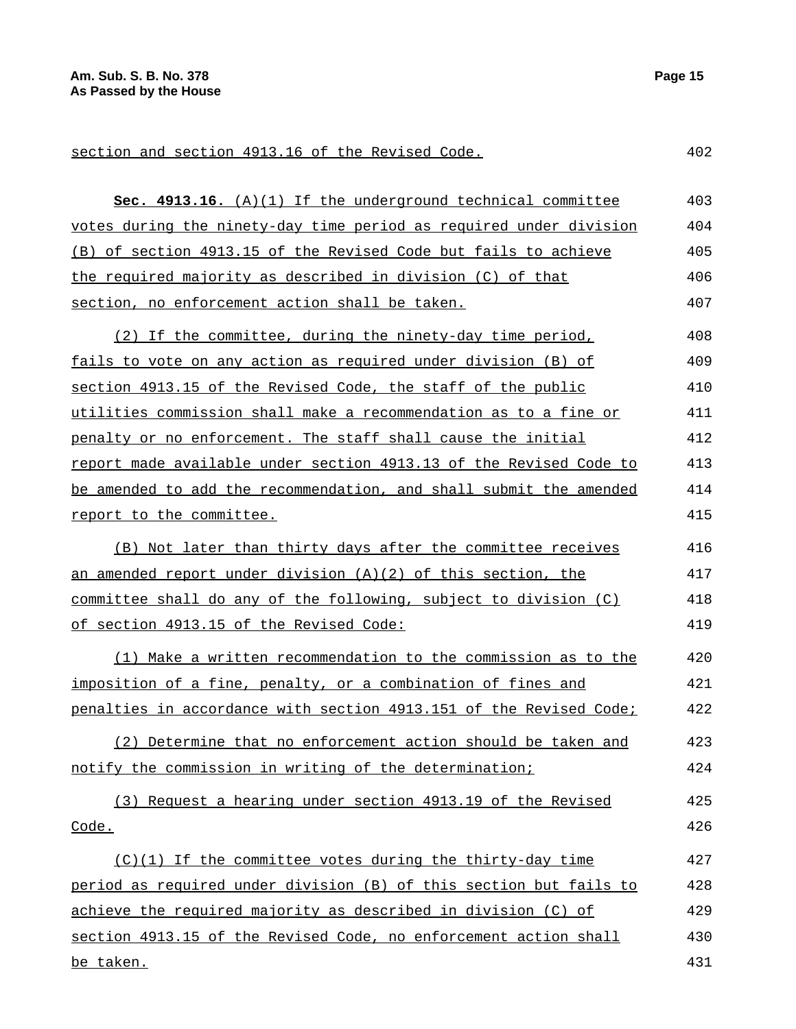section and section 4913.16 of the Revised Code.

**Sec. 4913.16.** (A)(1) If the underground technical committee votes during the ninety-day time period as required under division (B) of section 4913.15 of the Revised Code but fails to achieve the required majority as described in division (C) of that section, no enforcement action shall be taken.

(2) If the committee, during the ninety-day time period, fails to vote on any action as required under division (B) of section 4913.15 of the Revised Code, the staff of the public utilities commission shall make a recommendation as to a fine or penalty or no enforcement. The staff shall cause the initial report made available under section 4913.13 of the Revised Code to be amended to add the recommendation, and shall submit the amended report to the committee.

(B) Not later than thirty days after the committee receives an amended report under division (A)(2) of this section, the committee shall do any of the following, subject to division (C) of section 4913.15 of the Revised Code:

(1) Make a written recommendation to the commission as to the imposition of a fine, penalty, or a combination of fines and penalties in accordance with section 4913.151 of the Revised Code;

(2) Determine that no enforcement action should be taken and notify the commission in writing of the determination;

(3) Request a hearing under section 4913.19 of the Revised Code.

(C)(1) If the committee votes during the thirty-day time period as required under division (B) of this section but fails to achieve the required majority as described in division (C) of section 4913.15 of the Revised Code, no enforcement action shall be taken.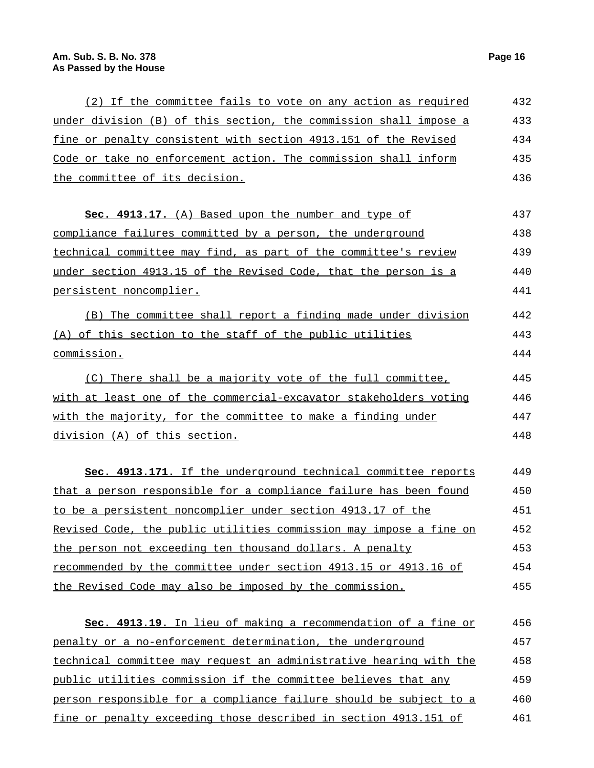(2) If the committee fails to vote on any action as required under division (B) of this section, the commission shall impose a fine or penalty consistent with section 4913.151 of the Revised Code or take no enforcement action. The commission shall inform the committee of its decision.

**Sec. 4913.17.** (A) Based upon the number and type of compliance failures committed by a person, the underground technical committee may find, as part of the committee's review under section 4913.15 of the Revised Code, that the person is a persistent noncomplier.

(B) The committee shall report a finding made under division (A) of this section to the staff of the public utilities commission.

(C) There shall be a majority vote of the full committee, with at least one of the commercial-excavator stakeholders voting with the majority, for the committee to make a finding under division (A) of this section.

**Sec. 4913.171.** If the underground technical committee reports that a person responsible for a compliance failure has been found to be a persistent noncomplier under section 4913.17 of the Revised Code, the public utilities commission may impose a fine on the person not exceeding ten thousand dollars. A penalty recommended by the committee under section 4913.15 or 4913.16 of the Revised Code may also be imposed by the commission.

**Sec. 4913.19.** In lieu of making a recommendation of a fine or penalty or a no-enforcement determination, the underground technical committee may request an administrative hearing with the public utilities commission if the committee believes that any person responsible for a compliance failure should be subject to a fine or penalty exceeding those described in section 4913.151 of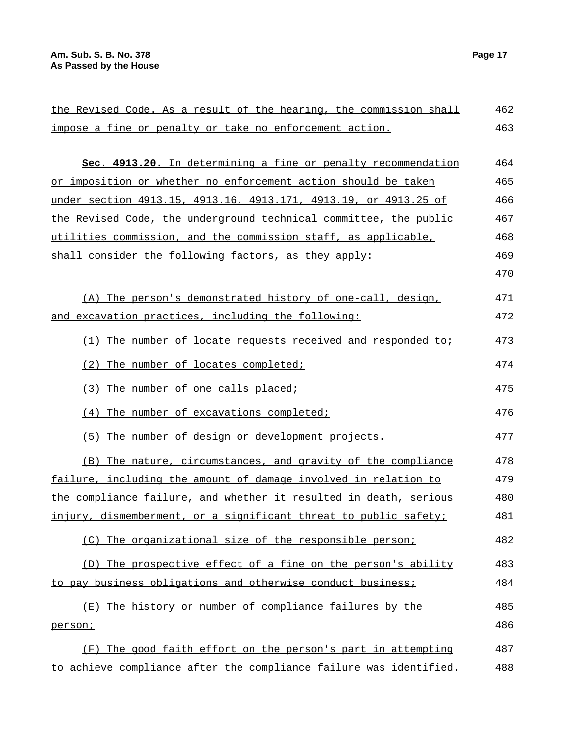the Revised Code. As a result of the hearing, the commission shall impose a fine or penalty or take no enforcement action.

**Sec. 4913.20.** In determining a fine or penalty recommendation or imposition or whether no enforcement action should be taken under section 4913.15, 4913.16, 4913.171, 4913.19, or 4913.25 of the Revised Code, the underground technical committee, the public utilities commission, and the commission staff, as applicable, shall consider the following factors, as they apply:

(A) The person's demonstrated history of one-call, design, and excavation practices, including the following:

(1) The number of locate requests received and responded to;

(2) The number of locates completed;

(3) The number of one calls placed;

(4) The number of excavations completed;

(5) The number of design or development projects.

(B) The nature, circumstances, and gravity of the compliance failure, including the amount of damage involved in relation to the compliance failure, and whether it resulted in death, serious injury, dismemberment, or a significant threat to public safety;

(C) The organizational size of the responsible person;

(D) The prospective effect of a fine on the person's ability to pay business obligations and otherwise conduct business;

(E) The history or number of compliance failures by the person;

(F) The good faith effort on the person's part in attempting to achieve compliance after the compliance failure was identified.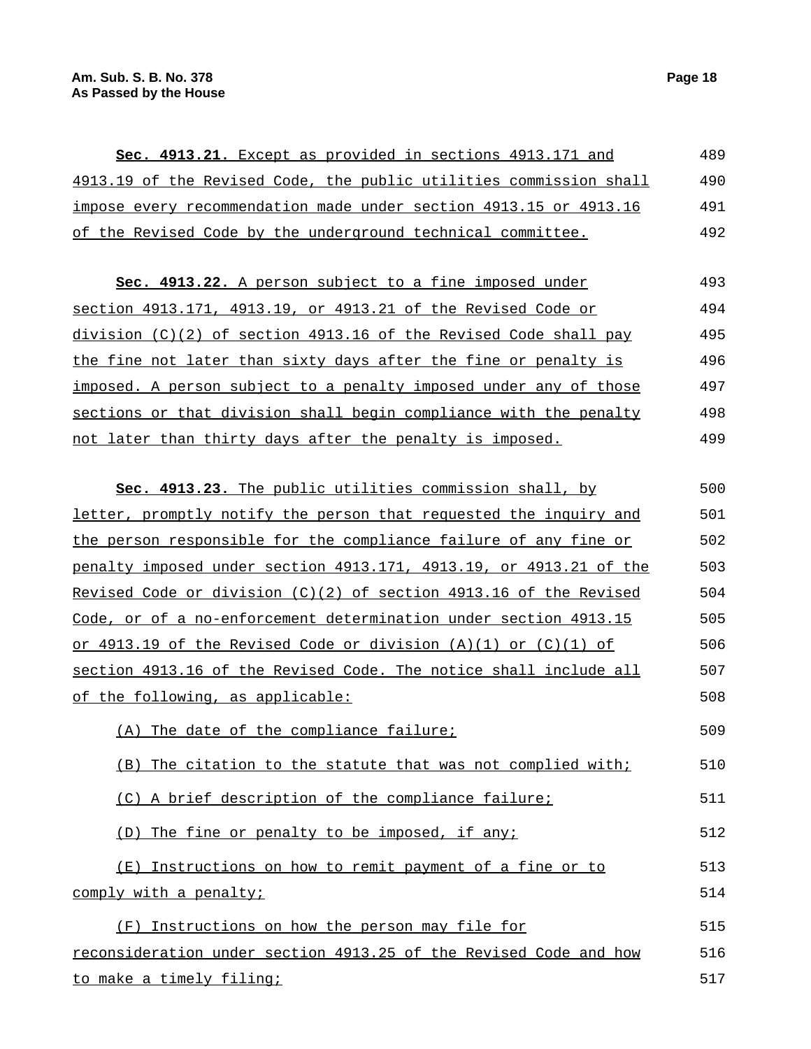**Sec. 4913.21.** Except as provided in sections 4913.171 and 4913.19 of the Revised Code, the public utilities commission shall impose every recommendation made under section 4913.15 or 4913.16 of the Revised Code by the underground technical committee.

**Sec. 4913.22.** A person subject to a fine imposed under section 4913.171, 4913.19, or 4913.21 of the Revised Code or division (C)(2) of section 4913.16 of the Revised Code shall pay the fine not later than sixty days after the fine or penalty is imposed. A person subject to a penalty imposed under any of those sections or that division shall begin compliance with the penalty not later than thirty days after the penalty is imposed.

**Sec. 4913.23.** The public utilities commission shall, by letter, promptly notify the person that requested the inquiry and the person responsible for the compliance failure of any fine or penalty imposed under section 4913.171, 4913.19, or 4913.21 of the Revised Code or division (C)(2) of section 4913.16 of the Revised Code, or of a no-enforcement determination under section 4913.15 or 4913.19 of the Revised Code or division (A)(1) or (C)(1) of section 4913.16 of the Revised Code. The notice shall include all of the following, as applicable:

(A) The date of the compliance failure;

(B) The citation to the statute that was not complied with;

(C) A brief description of the compliance failure;

(D) The fine or penalty to be imposed, if any;

(E) Instructions on how to remit payment of a fine or to comply with a penalty;

(F) Instructions on how the person may file for reconsideration under section 4913.25 of the Revised Code and how to make a timely filing;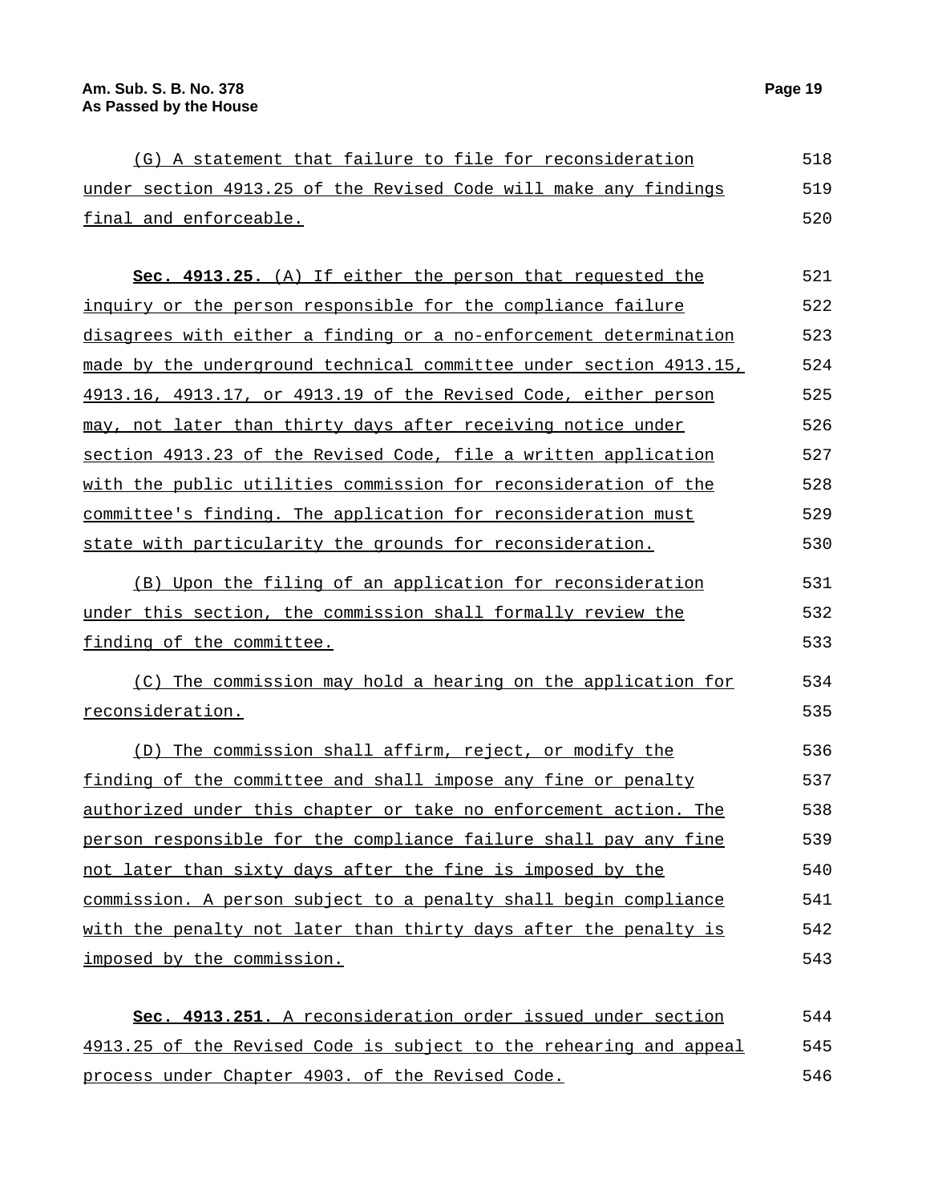(G) A statement that failure to file for reconsideration under section 4913.25 of the Revised Code will make any findings final and enforceable.

**Sec. 4913.25.** (A) If either the person that requested the inquiry or the person responsible for the compliance failure disagrees with either a finding or a no-enforcement determination made by the underground technical committee under section 4913.15, 4913.16, 4913.17, or 4913.19 of the Revised Code, either person may, not later than thirty days after receiving notice under section 4913.23 of the Revised Code, file a written application with the public utilities commission for reconsideration of the committee's finding. The application for reconsideration must state with particularity the grounds for reconsideration.

(B) Upon the filing of an application for reconsideration under this section, the commission shall formally review the finding of the committee.

(C) The commission may hold a hearing on the application for reconsideration.

(D) The commission shall affirm, reject, or modify the finding of the committee and shall impose any fine or penalty authorized under this chapter or take no enforcement action. The person responsible for the compliance failure shall pay any fine not later than sixty days after the fine is imposed by the commission. A person subject to a penalty shall begin compliance with the penalty not later than thirty days after the penalty is imposed by the commission.

**Sec. 4913.251.** A reconsideration order issued under section 4913.25 of the Revised Code is subject to the rehearing and appeal process under Chapter 4903. of the Revised Code.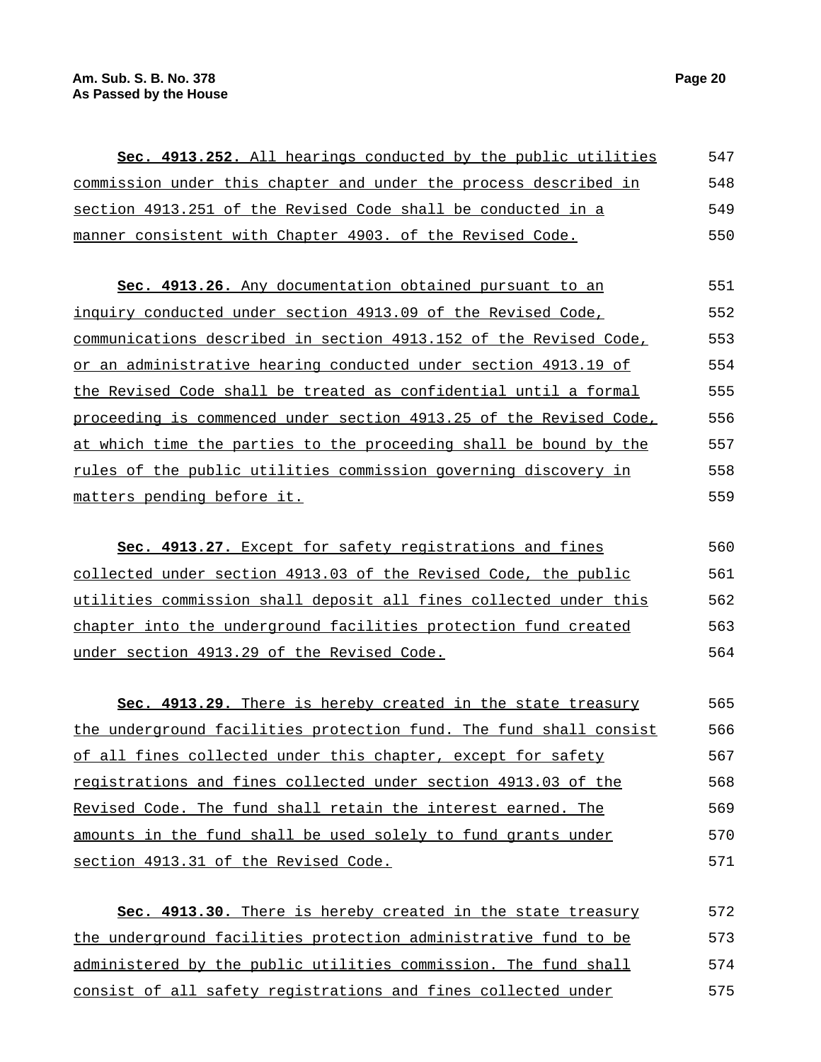**Sec. 4913.252.** All hearings conducted by the public utilities commission under this chapter and under the process described in section 4913.251 of the Revised Code shall be conducted in a manner consistent with Chapter 4903. of the Revised Code.

**Sec. 4913.26.** Any documentation obtained pursuant to an inquiry conducted under section 4913.09 of the Revised Code, communications described in section 4913.152 of the Revised Code, or an administrative hearing conducted under section 4913.19 of the Revised Code shall be treated as confidential until a formal proceeding is commenced under section 4913.25 of the Revised Code, at which time the parties to the proceeding shall be bound by the rules of the public utilities commission governing discovery in matters pending before it.

**Sec. 4913.27.** Except for safety registrations and fines collected under section 4913.03 of the Revised Code, the public utilities commission shall deposit all fines collected under this chapter into the underground facilities protection fund created under section 4913.29 of the Revised Code.

**Sec. 4913.29.** There is hereby created in the state treasury the underground facilities protection fund. The fund shall consist of all fines collected under this chapter, except for safety registrations and fines collected under section 4913.03 of the Revised Code. The fund shall retain the interest earned. The amounts in the fund shall be used solely to fund grants under section 4913.31 of the Revised Code.

**Sec. 4913.30.** There is hereby created in the state treasury the underground facilities protection administrative fund to be administered by the public utilities commission. The fund shall consist of all safety registrations and fines collected under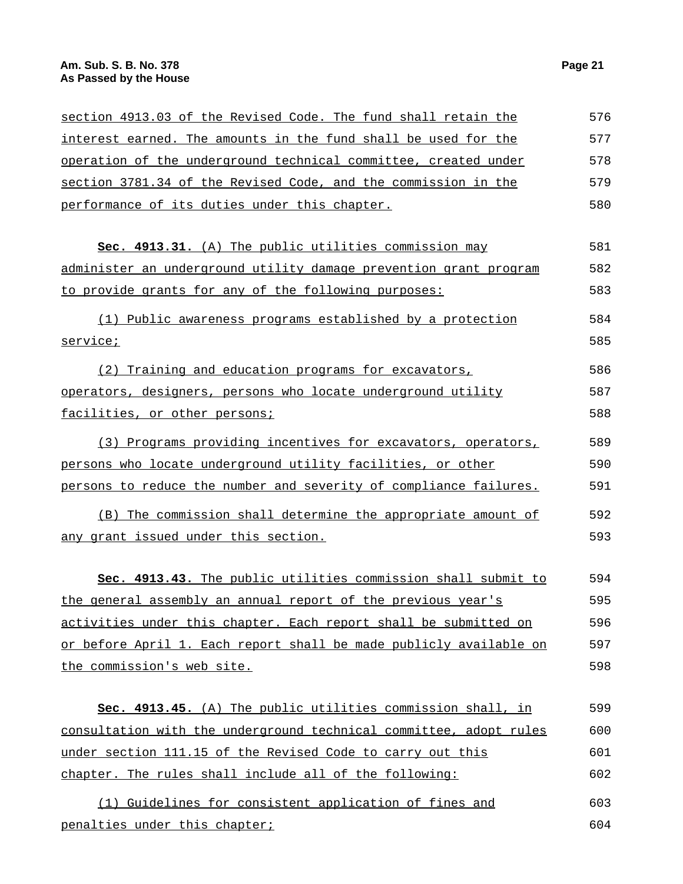section 4913.03 of the Revised Code. The fund shall retain the interest earned. The amounts in the fund shall be used for the operation of the underground technical committee, created under section 3781.34 of the Revised Code, and the commission in the performance of its duties under this chapter.

**Sec. 4913.31.** (A) The public utilities commission may administer an underground utility damage prevention grant program to provide grants for any of the following purposes:

(1) Public awareness programs established by a protection service;

(2) Training and education programs for excavators, operators, designers, persons who locate underground utility facilities, or other persons;

(3) Programs providing incentives for excavators, operators, persons who locate underground utility facilities, or other persons to reduce the number and severity of compliance failures.

(B) The commission shall determine the appropriate amount of any grant issued under this section.

**Sec. 4913.43.** The public utilities commission shall submit to the general assembly an annual report of the previous year's activities under this chapter. Each report shall be submitted on or before April 1. Each report shall be made publicly available on the commission's web site.

**Sec. 4913.45.** (A) The public utilities commission shall, in consultation with the underground technical committee, adopt rules under section 111.15 of the Revised Code to carry out this chapter. The rules shall include all of the following:

(1) Guidelines for consistent application of fines and penalties under this chapter;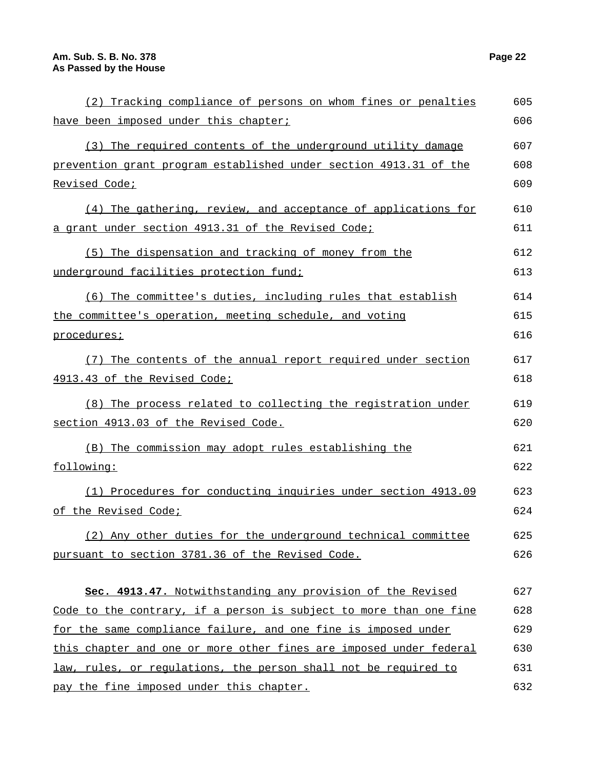(2) Tracking compliance of persons on whom fines or penalties have been imposed under this chapter;

(3) The required contents of the underground utility damage prevention grant program established under section 4913.31 of the Revised Code;

(4) The gathering, review, and acceptance of applications for a grant under section 4913.31 of the Revised Code;

(5) The dispensation and tracking of money from the underground facilities protection fund;

(6) The committee's duties, including rules that establish the committee's operation, meeting schedule, and voting procedures;

(7) The contents of the annual report required under section 4913.43 of the Revised Code;

(8) The process related to collecting the registration under section 4913.03 of the Revised Code.

(B) The commission may adopt rules establishing the following:

(1) Procedures for conducting inquiries under section 4913.09 of the Revised Code;

(2) Any other duties for the underground technical committee pursuant to section 3781.36 of the Revised Code.

**Sec. 4913.47.** Notwithstanding any provision of the Revised Code to the contrary, if a person is subject to more than one fine for the same compliance failure, and one fine is imposed under this chapter and one or more other fines are imposed under federal law, rules, or regulations, the person shall not be required to pay the fine imposed under this chapter.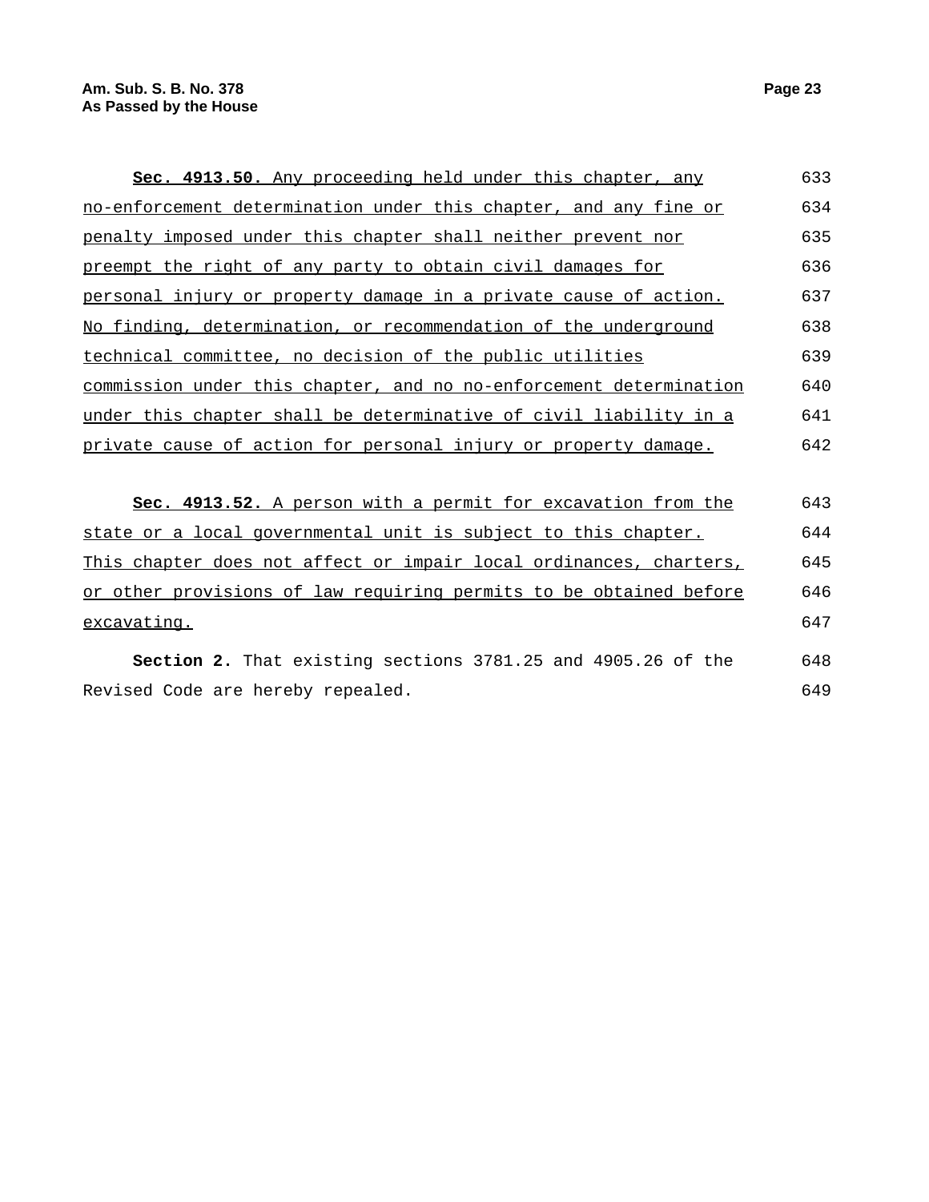**Sec. 4913.50.** Any proceeding held under this chapter, any no-enforcement determination under this chapter, and any fine or penalty imposed under this chapter shall neither prevent nor preempt the right of any party to obtain civil damages for personal injury or property damage in a private cause of action. No finding, determination, or recommendation of the underground technical committee, no decision of the public utilities commission under this chapter, and no no-enforcement determination under this chapter shall be determinative of civil liability in a private cause of action for personal injury or property damage.

**Sec. 4913.52.** A person with a permit for excavation from the state or a local governmental unit is subject to this chapter. This chapter does not affect or impair local ordinances, charters, or other provisions of law requiring permits to be obtained before excavating.

**Section 2.** That existing sections 3781.25 and 4905.26 of the Revised Code are hereby repealed.